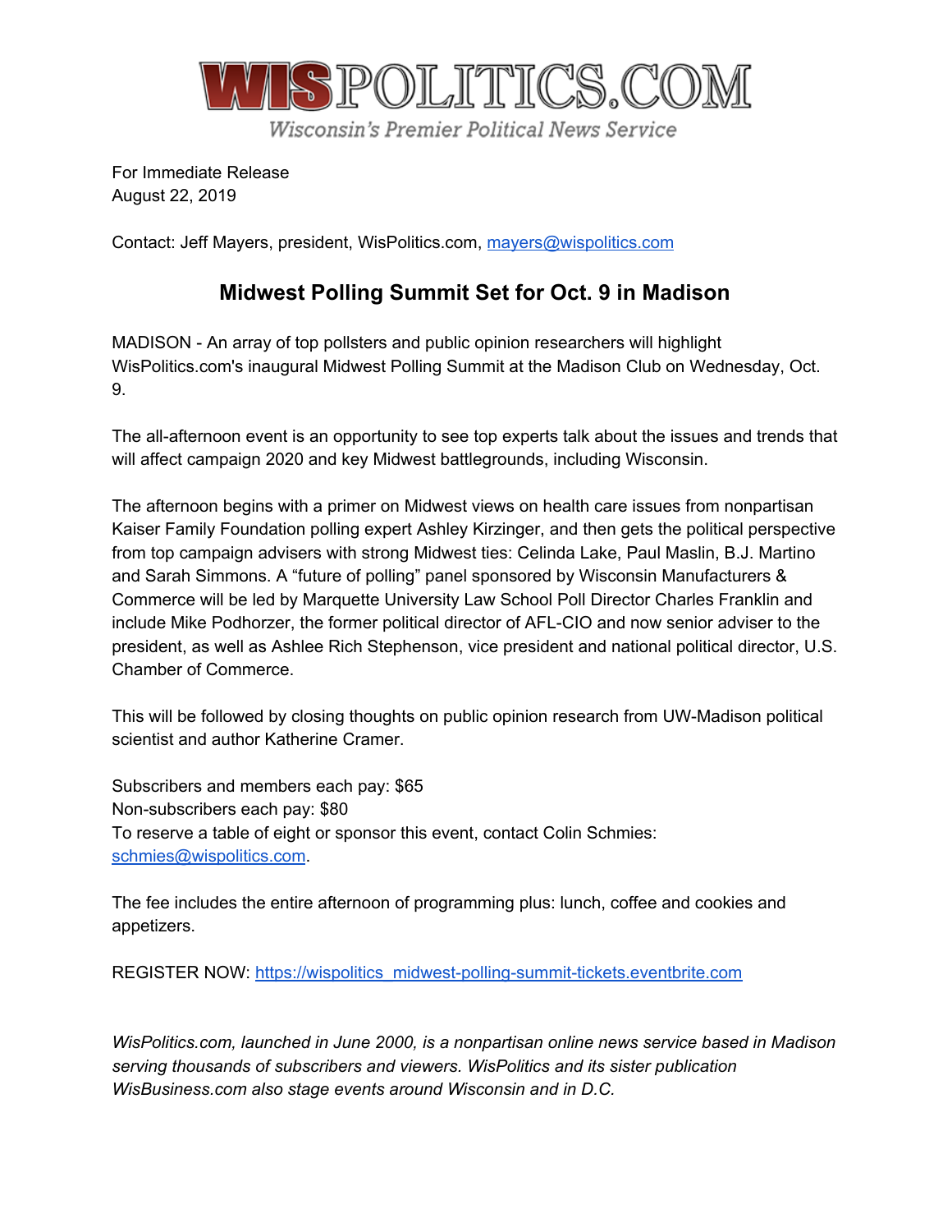# WISPOLITICS.COM

Wisconsin's Premier Political News Service

For Immediate Release
August 22, 2019

Contact: Jeff Mayers, president, WisPolitics.com, mayers@wispolitics.com

## Midwest Polling Summit Set for Oct. 9 in Madison

MADISON - An array of top pollsters and public opinion researchers will highlight WisPolitics.com's inaugural Midwest Polling Summit at the Madison Club on Wednesday, Oct. 9.

The all-afternoon event is an opportunity to see top experts talk about the issues and trends that will affect campaign 2020 and key Midwest battlegrounds, including Wisconsin.

The afternoon begins with a primer on Midwest views on health care issues from nonpartisan Kaiser Family Foundation polling expert Ashley Kirzinger, and then gets the political perspective from top campaign advisers with strong Midwest ties: Celinda Lake, Paul Maslin, B.J. Martino and Sarah Simmons. A "future of polling" panel sponsored by Wisconsin Manufacturers & Commerce will be led by Marquette University Law School Poll Director Charles Franklin and include Mike Podhorzer, the former political director of AFL-CIO and now senior adviser to the president, as well as Ashlee Rich Stephenson, vice president and national political director, U.S. Chamber of Commerce.

This will be followed by closing thoughts on public opinion research from UW-Madison political scientist and author Katherine Cramer.

Subscribers and members each pay: $65
Non-subscribers each pay: $80
To reserve a table of eight or sponsor this event, contact Colin Schmies: schmies@wispolitics.com.

The fee includes the entire afternoon of programming plus: lunch, coffee and cookies and appetizers.

REGISTER NOW: https://wispolitics_midwest-polling-summit-tickets.eventbrite.com

*WisPolitics.com, launched in June 2000, is a nonpartisan online news service based in Madison serving thousands of subscribers and viewers. WisPolitics and its sister publication WisBusiness.com also stage events around Wisconsin and in D.C.*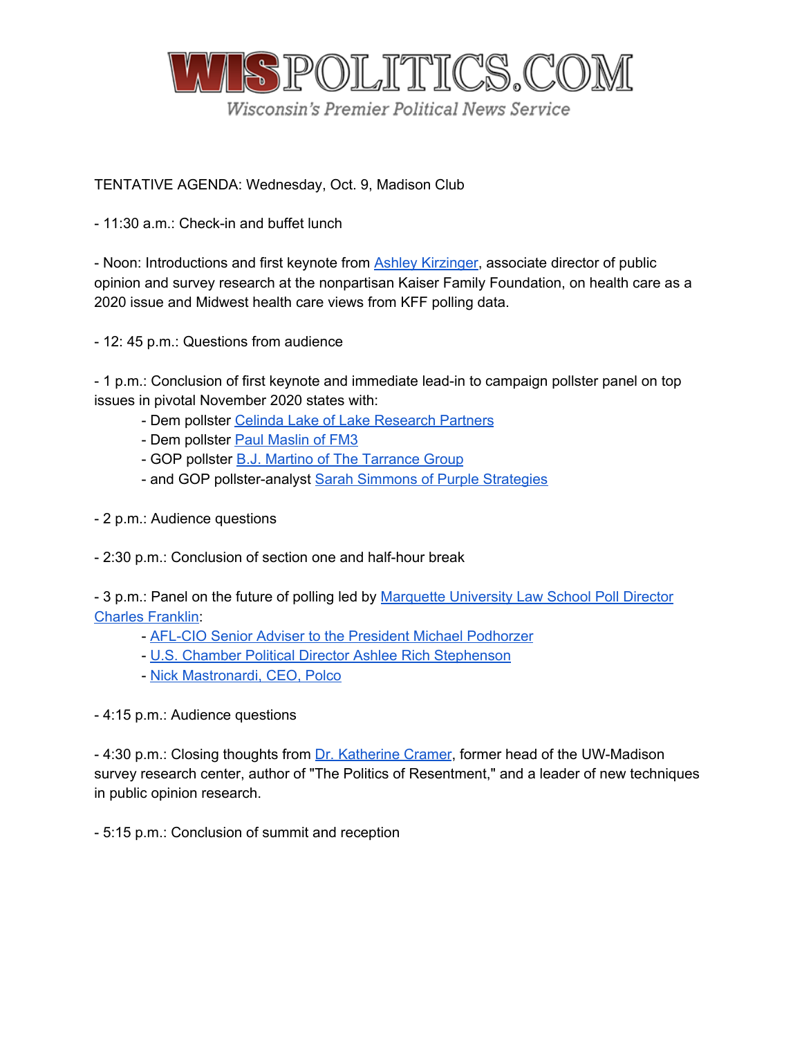# WISPOLITICS.COM

*Wisconsin's Premier Political News Service*

TENTATIVE AGENDA: Wednesday, Oct. 9, Madison Club

- 11:30 a.m.: Check-in and buffet lunch

- Noon: Introductions and first keynote from Ashley Kirzinger, associate director of public opinion and survey research at the nonpartisan Kaiser Family Foundation, on health care as a 2020 issue and Midwest health care views from KFF polling data.

- 12: 45 p.m.: Questions from audience

- 1 p.m.: Conclusion of first keynote and immediate lead-in to campaign pollster panel on top issues in pivotal November 2020 states with:
    - Dem pollster Celinda Lake of Lake Research Partners
    - Dem pollster Paul Maslin of FM3
    - GOP pollster B.J. Martino of The Tarrance Group
    - and GOP pollster-analyst Sarah Simmons of Purple Strategies

- 2 p.m.: Audience questions

- 2:30 p.m.: Conclusion of section one and half-hour break

- 3 p.m.: Panel on the future of polling led by Marquette University Law School Poll Director Charles Franklin:
    - AFL-CIO Senior Adviser to the President Michael Podhorzer
    - U.S. Chamber Political Director Ashlee Rich Stephenson
    - Nick Mastronardi, CEO, Polco

- 4:15 p.m.: Audience questions

- 4:30 p.m.: Closing thoughts from Dr. Katherine Cramer, former head of the UW-Madison survey research center, author of "The Politics of Resentment," and a leader of new techniques in public opinion research.

- 5:15 p.m.: Conclusion of summit and reception